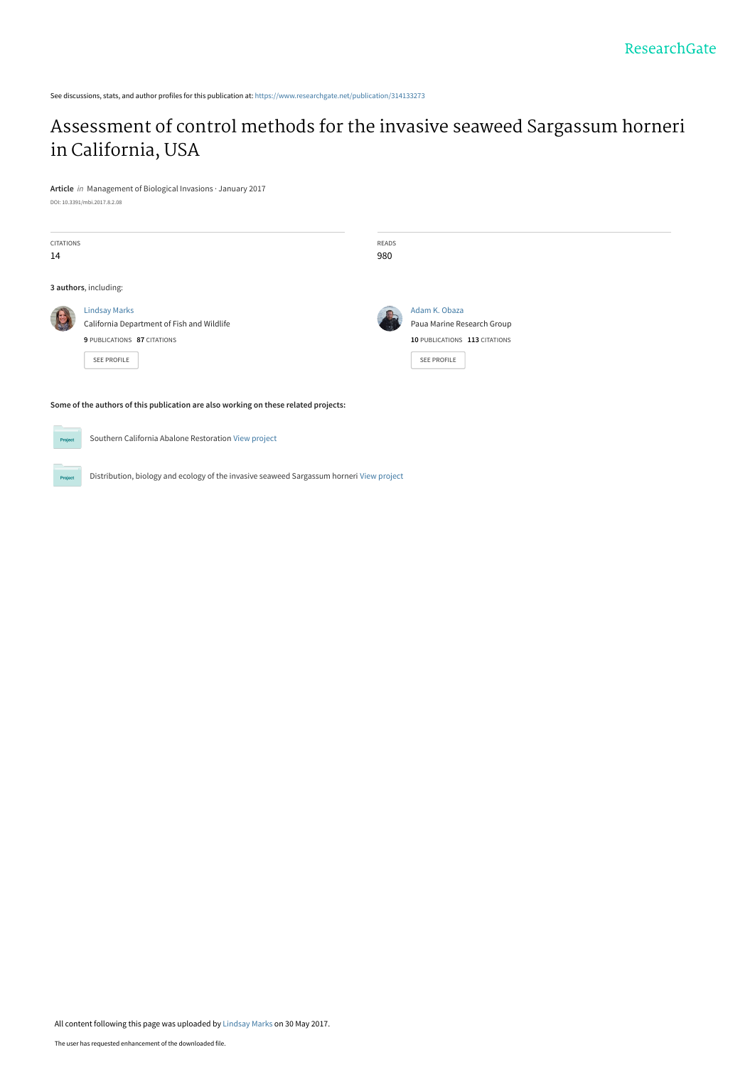See discussions, stats, and author profiles for this publication at: https://www.researchgate.net/publication/314133273

# Assessment of control methods for the invasive seaweed Sargassum horneri in California, USA

**Article** *in* Management of Biological Invasions · January 2017

DOI: 10.3391/mbi.2017.8.2.08

| CITATIONS | READS |
| --- | --- |
| 14 | 980 |

**3 authors**, including:

Lindsay Marks
California Department of Fish and Wildlife
**9** PUBLICATIONS **87** CITATIONS

SEE PROFILE

Adam K. Obaza
Paua Marine Research Group
**10** PUBLICATIONS **113** CITATIONS

SEE PROFILE

**Some of the authors of this publication are also working on these related projects:**

Southern California Abalone Restoration View project

Distribution, biology and ecology of the invasive seaweed Sargassum horneri View project

All content following this page was uploaded by Lindsay Marks on 30 May 2017.

The user has requested enhancement of the downloaded file.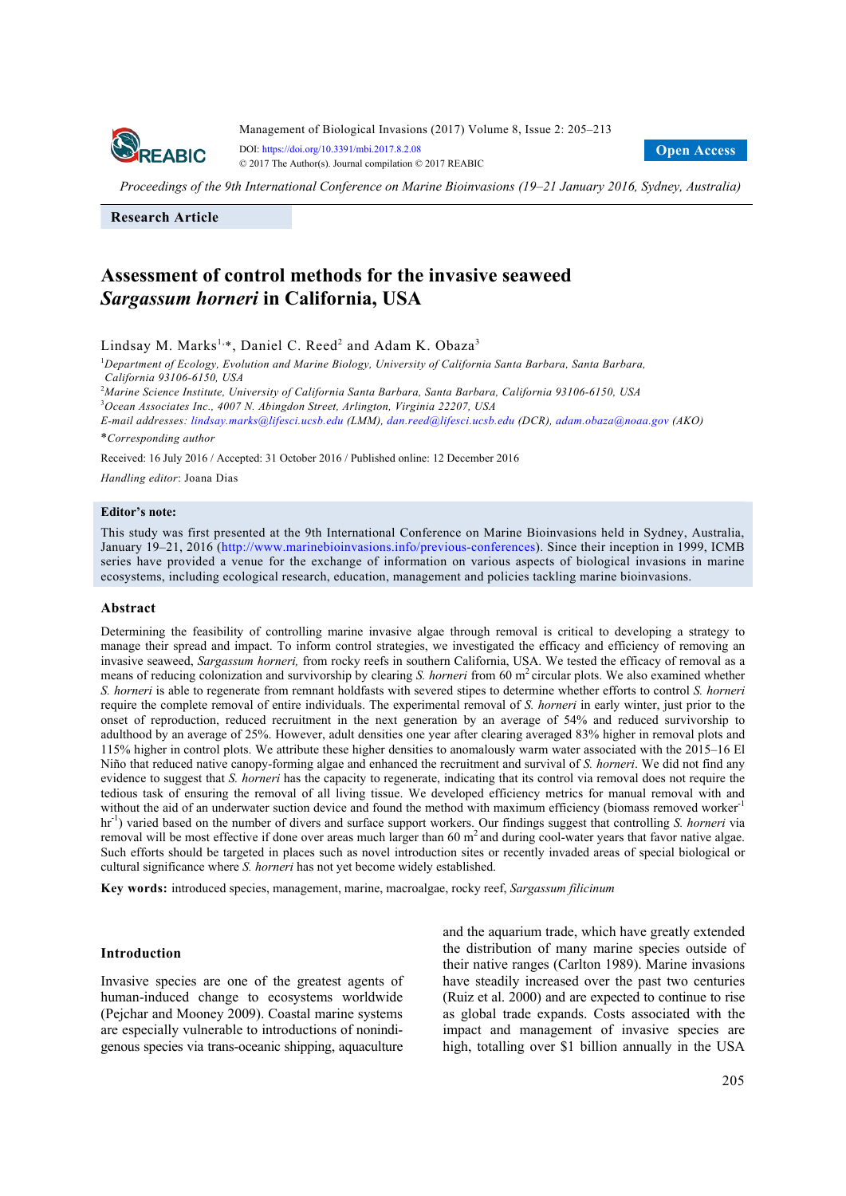Proceedings of the 9th International Conference on Marine Bioinvasions (19–21 January 2016, Sydney, Australia)

**Research Article**

# Assessment of control methods for the invasive seaweed *Sargassum horneri* in California, USA

Lindsay M. Marks[1,*], Daniel C. Reed[2] and Adam K. Obaza[3]

[1]*Department of Ecology, Evolution and Marine Biology, University of California Santa Barbara, Santa Barbara, California 93106-6150, USA*
[2]*Marine Science Institute, University of California Santa Barbara, Santa Barbara, California 93106-6150, USA*
[3]*Ocean Associates Inc., 4007 N. Abingdon Street, Arlington, Virginia 22207, USA*
*E-mail addresses:* lindsay.marks@lifesci.ucsb.edu (LMM), dan.reed@lifesci.ucsb.edu (DCR), adam.obaza@noaa.gov (AKO)
\**Corresponding author*

Received: 16 July 2016 / Accepted: 31 October 2016 / Published online: 12 December 2016

*Handling editor*: Joana Dias

**Editor's note:**

This study was first presented at the 9th International Conference on Marine Bioinvasions held in Sydney, Australia, January 19–21, 2016 (http://www.marinebioinvasions.info/previous-conferences). Since their inception in 1999, ICMB series have provided a venue for the exchange of information on various aspects of biological invasions in marine ecosystems, including ecological research, education, management and policies tackling marine bioinvasions.

## Abstract

Determining the feasibility of controlling marine invasive algae through removal is critical to developing a strategy to manage their spread and impact. To inform control strategies, we investigated the efficacy and efficiency of removing an invasive seaweed, *Sargassum horneri,* from rocky reefs in southern California, USA. We tested the efficacy of removal as a means of reducing colonization and survivorship by clearing *S. horneri* from 60 m$^2$ circular plots. We also examined whether *S. horneri* is able to regenerate from remnant holdfasts with severed stipes to determine whether efforts to control *S. horneri* require the complete removal of entire individuals. The experimental removal of *S. horneri* in early winter, just prior to the onset of reproduction, reduced recruitment in the next generation by an average of 54% and reduced survivorship to adulthood by an average of 25%. However, adult densities one year after clearing averaged 83% higher in removal plots and 115% higher in control plots. We attribute these higher densities to anomalously warm water associated with the 2015–16 El Niño that reduced native canopy-forming algae and enhanced the recruitment and survival of *S. horneri*. We did not find any evidence to suggest that *S. horneri* has the capacity to regenerate, indicating that its control via removal does not require the tedious task of ensuring the removal of all living tissue. We developed efficiency metrics for manual removal with and without the aid of an underwater suction device and found the method with maximum efficiency (biomass removed worker$^{-1}$ hr$^{-1}$) varied based on the number of divers and surface support workers. Our findings suggest that controlling *S. horneri* via removal will be most effective if done over areas much larger than 60 m$^2$ and during cool-water years that favor native algae. Such efforts should be targeted in places such as novel introduction sites or recently invaded areas of special biological or cultural significance where *S. horneri* has not yet become widely established.

**Key words:** introduced species, management, marine, macroalgae, rocky reef, *Sargassum filicinum*

## Introduction

Invasive species are one of the greatest agents of human-induced change to ecosystems worldwide (Pejchar and Mooney 2009). Coastal marine systems are especially vulnerable to introductions of nonindigenous species via trans-oceanic shipping, aquaculture and the aquarium trade, which have greatly extended the distribution of many marine species outside of their native ranges (Carlton 1989). Marine invasions have steadily increased over the past two centuries (Ruiz et al. 2000) and are expected to continue to rise as global trade expands. Costs associated with the impact and management of invasive species are high, totalling over $1 billion annually in the USA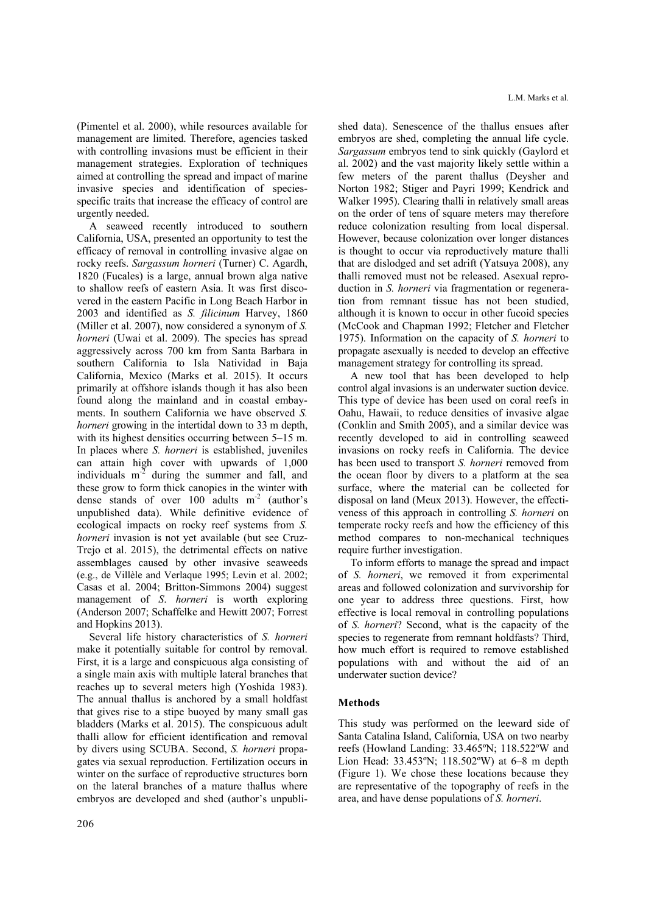(Pimentel et al. 2000), while resources available for management are limited. Therefore, agencies tasked with controlling invasions must be efficient in their management strategies. Exploration of techniques aimed at controlling the spread and impact of marine invasive species and identification of species-specific traits that increase the efficacy of control are urgently needed.

A seaweed recently introduced to southern California, USA, presented an opportunity to test the efficacy of removal in controlling invasive algae on rocky reefs. *Sargassum horneri* (Turner) C. Agardh, 1820 (Fucales) is a large, annual brown alga native to shallow reefs of eastern Asia. It was first discovered in the eastern Pacific in Long Beach Harbor in 2003 and identified as *S. filicinum* Harvey, 1860 (Miller et al. 2007), now considered a synonym of *S. horneri* (Uwai et al. 2009). The species has spread aggressively across 700 km from Santa Barbara in southern California to Isla Natividad in Baja California, Mexico (Marks et al. 2015). It occurs primarily at offshore islands though it has also been found along the mainland and in coastal embayments. In southern California we have observed *S. horneri* growing in the intertidal down to 33 m depth, with its highest densities occurring between 5–15 m. In places where *S. horneri* is established, juveniles can attain high cover with upwards of 1,000 individuals $m^{-2}$ during the summer and fall, and these grow to form thick canopies in the winter with dense stands of over 100 adults $m^{-2}$ (author's unpublished data). While definitive evidence of ecological impacts on rocky reef systems from *S. horneri* invasion is not yet available (but see Cruz-Trejo et al. 2015), the detrimental effects on native assemblages caused by other invasive seaweeds (e.g., de Villèle and Verlaque 1995; Levin et al. 2002; Casas et al. 2004; Britton-Simmons 2004) suggest management of *S. horneri* is worth exploring (Anderson 2007; Schaffelke and Hewitt 2007; Forrest and Hopkins 2013).

Several life history characteristics of *S. horneri* make it potentially suitable for control by removal. First, it is a large and conspicuous alga consisting of a single main axis with multiple lateral branches that reaches up to several meters high (Yoshida 1983). The annual thallus is anchored by a small holdfast that gives rise to a stipe buoyed by many small gas bladders (Marks et al. 2015). The conspicuous adult thalli allow for efficient identification and removal by divers using SCUBA. Second, *S. horneri* propagates via sexual reproduction. Fertilization occurs in winter on the surface of reproductive structures born on the lateral branches of a mature thallus where embryos are developed and shed (author's unpublished data). Senescence of the thallus ensues after embryos are shed, completing the annual life cycle. *Sargassum* embryos tend to sink quickly (Gaylord et al. 2002) and the vast majority likely settle within a few meters of the parent thallus (Deysher and Norton 1982; Stiger and Payri 1999; Kendrick and Walker 1995). Clearing thalli in relatively small areas on the order of tens of square meters may therefore reduce colonization resulting from local dispersal. However, because colonization over longer distances is thought to occur via reproductively mature thalli that are dislodged and set adrift (Yatsuya 2008), any thalli removed must not be released. Asexual reproduction in *S. horneri* via fragmentation or regeneration from remnant tissue has not been studied, although it is known to occur in other fucoid species (McCook and Chapman 1992; Fletcher and Fletcher 1975). Information on the capacity of *S. horneri* to propagate asexually is needed to develop an effective management strategy for controlling its spread.

A new tool that has been developed to help control algal invasions is an underwater suction device. This type of device has been used on coral reefs in Oahu, Hawaii, to reduce densities of invasive algae (Conklin and Smith 2005), and a similar device was recently developed to aid in controlling seaweed invasions on rocky reefs in California. The device has been used to transport *S. horneri* removed from the ocean floor by divers to a platform at the sea surface, where the material can be collected for disposal on land (Meux 2013). However, the effectiveness of this approach in controlling *S. horneri* on temperate rocky reefs and how the efficiency of this method compares to non-mechanical techniques require further investigation.

To inform efforts to manage the spread and impact of *S. horneri*, we removed it from experimental areas and followed colonization and survivorship for one year to address three questions. First, how effective is local removal in controlling populations of *S. horneri*? Second, what is the capacity of the species to regenerate from remnant holdfasts? Third, how much effort is required to remove established populations with and without the aid of an underwater suction device?

## Methods

This study was performed on the leeward side of Santa Catalina Island, California, USA on two nearby reefs (Howland Landing: 33.465ºN; 118.522ºW and Lion Head: 33.453ºN; 118.502ºW) at 6–8 m depth (Figure 1). We chose these locations because they are representative of the topography of reefs in the area, and have dense populations of *S. horneri*.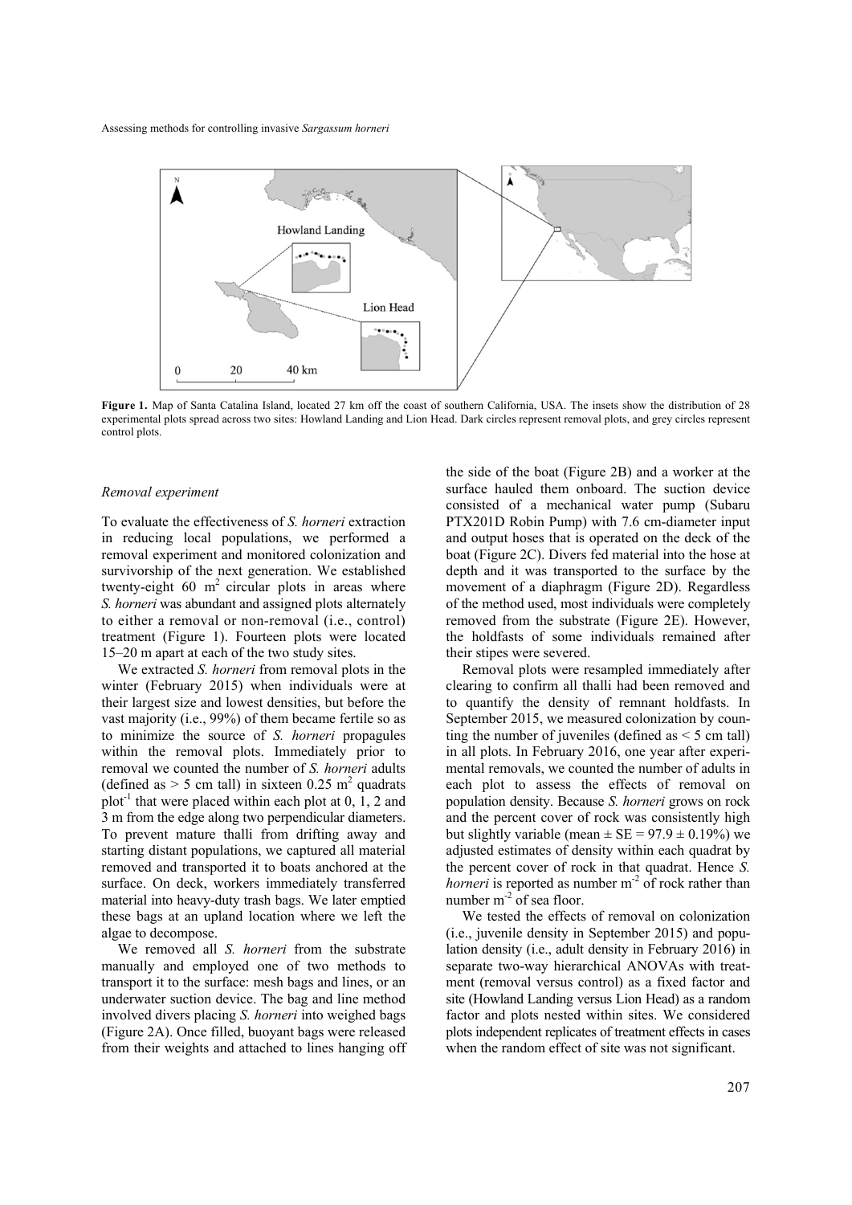**Figure 1.** Map of Santa Catalina Island, located 27 km off the coast of southern California, USA. The insets show the distribution of 28 experimental plots spread across two sites: Howland Landing and Lion Head. Dark circles represent removal plots, and grey circles represent control plots.

### *Removal experiment*

To evaluate the effectiveness of *S. horneri* extraction in reducing local populations, we performed a removal experiment and monitored colonization and survivorship of the next generation. We established twenty-eight 60 $m^2$ circular plots in areas where *S. horneri* was abundant and assigned plots alternately to either a removal or non-removal (i.e., control) treatment (Figure 1). Fourteen plots were located 15–20 m apart at each of the two study sites.

We extracted *S. horneri* from removal plots in the winter (February 2015) when individuals were at their largest size and lowest densities, but before the vast majority (i.e., 99%) of them became fertile so as to minimize the source of *S. horneri* propagules within the removal plots. Immediately prior to removal we counted the number of *S. horneri* adults (defined as > 5 cm tall) in sixteen 0.25 $m^2$ quadrats $plot^{-1}$ that were placed within each plot at 0, 1, 2 and 3 m from the edge along two perpendicular diameters. To prevent mature thalli from drifting away and starting distant populations, we captured all material removed and transported it to boats anchored at the surface. On deck, workers immediately transferred material into heavy-duty trash bags. We later emptied these bags at an upland location where we left the algae to decompose.

We removed all *S. horneri* from the substrate manually and employed one of two methods to transport it to the surface: mesh bags and lines, or an underwater suction device. The bag and line method involved divers placing *S. horneri* into weighed bags (Figure 2A). Once filled, buoyant bags were released from their weights and attached to lines hanging off the side of the boat (Figure 2B) and a worker at the surface hauled them onboard. The suction device consisted of a mechanical water pump (Subaru PTX201D Robin Pump) with 7.6 cm-diameter input and output hoses that is operated on the deck of the boat (Figure 2C). Divers fed material into the hose at depth and it was transported to the surface by the movement of a diaphragm (Figure 2D). Regardless of the method used, most individuals were completely removed from the substrate (Figure 2E). However, the holdfasts of some individuals remained after their stipes were severed.

Removal plots were resampled immediately after clearing to confirm all thalli had been removed and to quantify the density of remnant holdfasts. In September 2015, we measured colonization by counting the number of juveniles (defined as < 5 cm tall) in all plots. In February 2016, one year after experimental removals, we counted the number of adults in each plot to assess the effects of removal on population density. Because *S. horneri* grows on rock and the percent cover of rock was consistently high but slightly variable (mean ± SE = 97.9 ± 0.19%) we adjusted estimates of density within each quadrat by the percent cover of rock in that quadrat. Hence *S. horneri* is reported as number $m^{-2}$ of rock rather than number $m^{-2}$ of sea floor.

We tested the effects of removal on colonization (i.e., juvenile density in September 2015) and population density (i.e., adult density in February 2016) in separate two-way hierarchical ANOVAs with treatment (removal versus control) as a fixed factor and site (Howland Landing versus Lion Head) as a random factor and plots nested within sites. We considered plots independent replicates of treatment effects in cases when the random effect of site was not significant.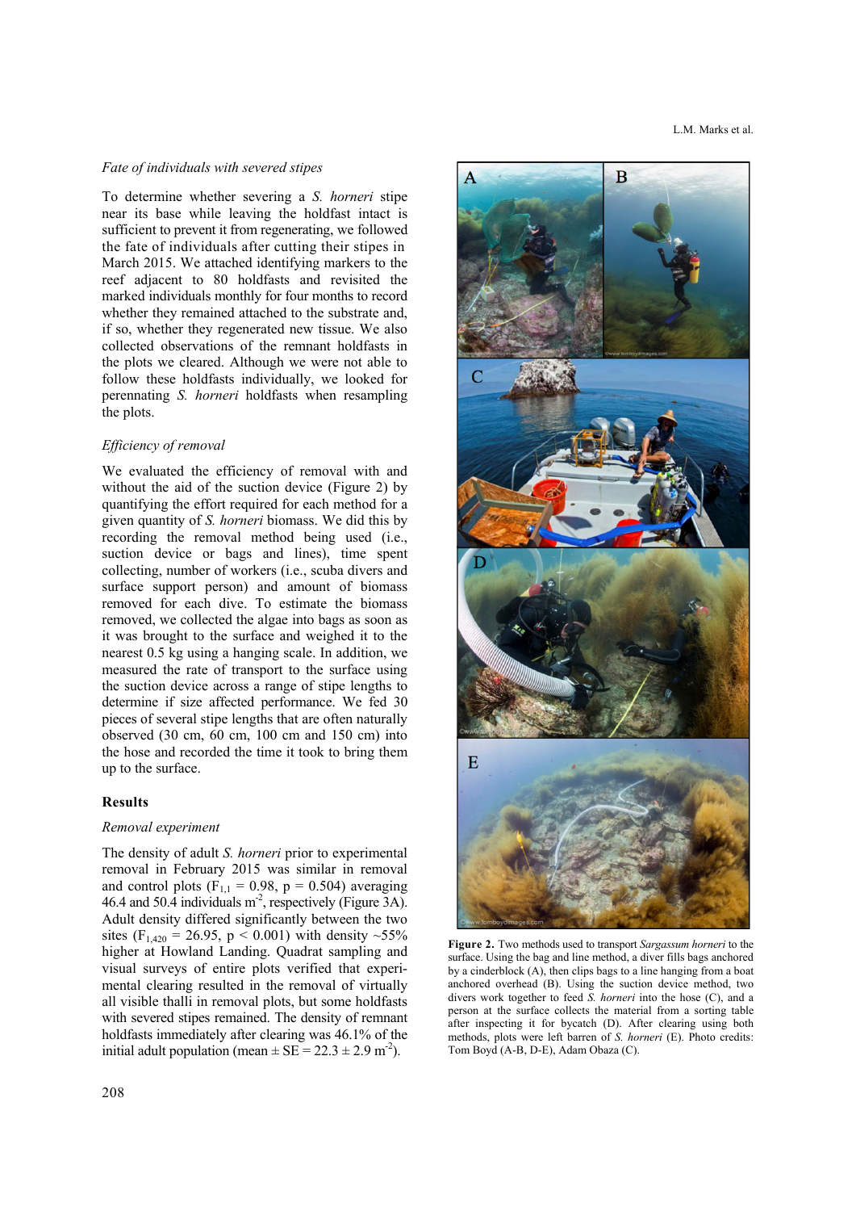### *Fate of individuals with severed stipes*

To determine whether severing a *S. horneri* stipe near its base while leaving the holdfast intact is sufficient to prevent it from regenerating, we followed the fate of individuals after cutting their stipes in March 2015. We attached identifying markers to the reef adjacent to 80 holdfasts and revisited the marked individuals monthly for four months to record whether they remained attached to the substrate and, if so, whether they regenerated new tissue. We also collected observations of the remnant holdfasts in the plots we cleared. Although we were not able to follow these holdfasts individually, we looked for perennating *S. horneri* holdfasts when resampling the plots.

### *Efficiency of removal*

We evaluated the efficiency of removal with and without the aid of the suction device (Figure 2) by quantifying the effort required for each method for a given quantity of *S. horneri* biomass. We did this by recording the removal method being used (i.e., suction device or bags and lines), time spent collecting, number of workers (i.e., scuba divers and surface support person) and amount of biomass removed for each dive. To estimate the biomass removed, we collected the algae into bags as soon as it was brought to the surface and weighed it to the nearest 0.5 kg using a hanging scale. In addition, we measured the rate of transport to the surface using the suction device across a range of stipe lengths to determine if size affected performance. We fed 30 pieces of several stipe lengths that are often naturally observed (30 cm, 60 cm, 100 cm and 150 cm) into the hose and recorded the time it took to bring them up to the surface.

## Results

### *Removal experiment*

The density of adult *S. horneri* prior to experimental removal in February 2015 was similar in removal and control plots ($F_{1,1} = 0.98$, $p = 0.504$) averaging 46.4 and 50.4 individuals $m^{-2}$, respectively (Figure 3A). Adult density differed significantly between the two sites ($F_{1,420} = 26.95$, $p < 0.001$) with density ~55% higher at Howland Landing. Quadrat sampling and visual surveys of entire plots verified that experimental clearing resulted in the removal of virtually all visible thalli in removal plots, but some holdfasts with severed stipes remained. The density of remnant holdfasts immediately after clearing was 46.1% of the initial adult population (mean ± SE = 22.3 ± 2.9 $m^{-2}$).

**Figure 2.** Two methods used to transport *Sargassum horneri* to the surface. Using the bag and line method, a diver fills bags anchored by a cinderblock (A), then clips bags to a line hanging from a boat anchored overhead (B). Using the suction device method, two divers work together to feed *S. horneri* into the hose (C), and a person at the surface collects the material from a sorting table after inspecting it for bycatch (D). After clearing using both methods, plots were left barren of *S. horneri* (E). Photo credits: Tom Boyd (A-B, D-E), Adam Obaza (C).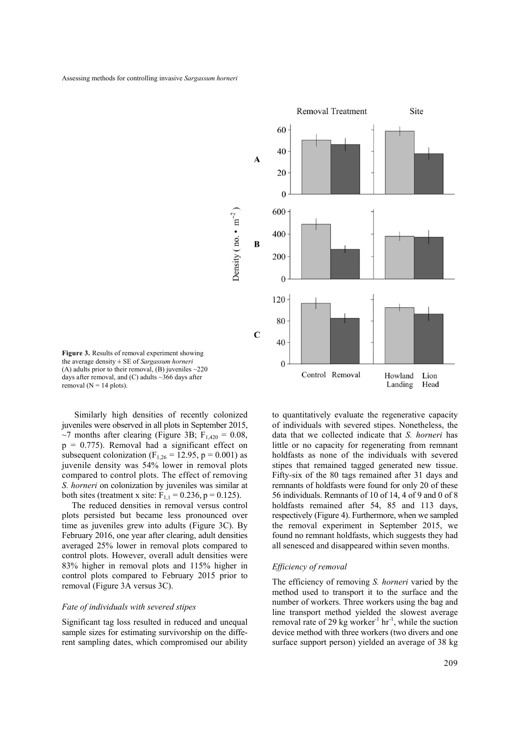**Figure 3.** Results of removal experiment showing the average density ± SE of *Sargassum horneri* (A) adults prior to their removal, (B) juveniles ~220 days after removal, and (C) adults ~366 days after removal (N = 14 plots).

Similarly high densities of recently colonized juveniles were observed in all plots in September 2015, ~7 months after clearing (Figure 3B; $F_{1,420} = 0.08$, $p = 0.775$). Removal had a significant effect on subsequent colonization ($F_{1,26} = 12.95$, $p = 0.001$) as juvenile density was 54% lower in removal plots compared to control plots. The effect of removing *S. horneri* on colonization by juveniles was similar at both sites (treatment x site: $F_{1,1} = 0.236$, $p = 0.125$).

The reduced densities in removal versus control plots persisted but became less pronounced over time as juveniles grew into adults (Figure 3C). By February 2016, one year after clearing, adult densities averaged 25% lower in removal plots compared to control plots. However, overall adult densities were 83% higher in removal plots and 115% higher in control plots compared to February 2015 prior to removal (Figure 3A versus 3C).

### *Fate of individuals with severed stipes*

Significant tag loss resulted in reduced and unequal sample sizes for estimating survivorship on the different sampling dates, which compromised our ability to quantitatively evaluate the regenerative capacity of individuals with severed stipes. Nonetheless, the data that we collected indicate that *S. horneri* has little or no capacity for regenerating from remnant holdfasts as none of the individuals with severed stipes that remained tagged generated new tissue. Fifty-six of the 80 tags remained after 31 days and remnants of holdfasts were found for only 20 of these 56 individuals. Remnants of 10 of 14, 4 of 9 and 0 of 8 holdfasts remained after 54, 85 and 113 days, respectively (Figure 4). Furthermore, when we sampled the removal experiment in September 2015, we found no remnant holdfasts, which suggests they had all senesced and disappeared within seven months.

### *Efficiency of removal*

The efficiency of removing *S. horneri* varied by the method used to transport it to the surface and the number of workers. Three workers using the bag and line transport method yielded the slowest average removal rate of 29 kg worker$^{-1}$ hr$^{-1}$, while the suction device method with three workers (two divers and one surface support person) yielded an average of 38 kg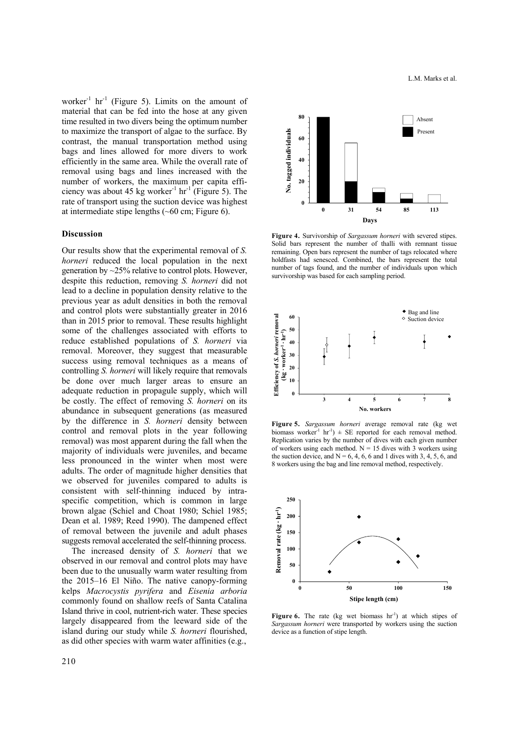worker$^{-1}$ hr$^{-1}$ (Figure 5). Limits on the amount of material that can be fed into the hose at any given time resulted in two divers being the optimum number to maximize the transport of algae to the surface. By contrast, the manual transportation method using bags and lines allowed for more divers to work efficiently in the same area. While the overall rate of removal using bags and lines increased with the number of workers, the maximum per capita efficiency was about 45 kg worker$^{-1}$ hr$^{-1}$ (Figure 5). The rate of transport using the suction device was highest at intermediate stipe lengths (~60 cm; Figure 6).

## Discussion

Our results show that the experimental removal of *S. horneri* reduced the local population in the next generation by ~25% relative to control plots. However, despite this reduction, removing *S. horneri* did not lead to a decline in population density relative to the previous year as adult densities in both the removal and control plots were substantially greater in 2016 than in 2015 prior to removal. These results highlight some of the challenges associated with efforts to reduce established populations of *S. horneri* via removal. Moreover, they suggest that measurable success using removal techniques as a means of controlling *S. horneri* will likely require that removals be done over much larger areas to ensure an adequate reduction in propagule supply, which will be costly. The effect of removing *S. horneri* on its abundance in subsequent generations (as measured by the difference in *S. horneri* density between control and removal plots in the year following removal) was most apparent during the fall when the majority of individuals were juveniles, and became less pronounced in the winter when most were adults. The order of magnitude higher densities that we observed for juveniles compared to adults is consistent with self-thinning induced by intra-specific competition, which is common in large brown algae (Schiel and Choat 1980; Schiel 1985; Dean et al. 1989; Reed 1990). The dampened effect of removal between the juvenile and adult phases suggests removal accelerated the self-thinning process.

The increased density of *S. horneri* that we observed in our removal and control plots may have been due to the unusually warm water resulting from the 2015–16 El Niño. The native canopy-forming kelps *Macrocystis pyrifera* and *Eisenia arboria* commonly found on shallow reefs of Santa Catalina Island thrive in cool, nutrient-rich water. These species largely disappeared from the leeward side of the island during our study while *S. horneri* flourished, as did other species with warm water affinities (e.g.,

**Figure 4.** Survivorship of *Sargassum horneri* with severed stipes. Solid bars represent the number of thalli with remnant tissue remaining. Open bars represent the number of tags relocated where holdfasts had senesced. Combined, the bars represent the total number of tags found, and the number of individuals upon which survivorship was based for each sampling period.

**Figure 5.** *Sargassum horneri* average removal rate (kg wet biomass worker$^{-1}$ hr$^{-1}$) ± SE reported for each removal method. Replication varies by the number of dives with each given number of workers using each method. N = 15 dives with 3 workers using the suction device, and N = 6, 4, 6, 6 and 1 dives with 3, 4, 5, 6, and 8 workers using the bag and line removal method, respectively.

**Figure 6.** The rate (kg wet biomass hr$^{-1}$) at which stipes of *Sargassum horneri* were transported by workers using the suction device as a function of stipe length.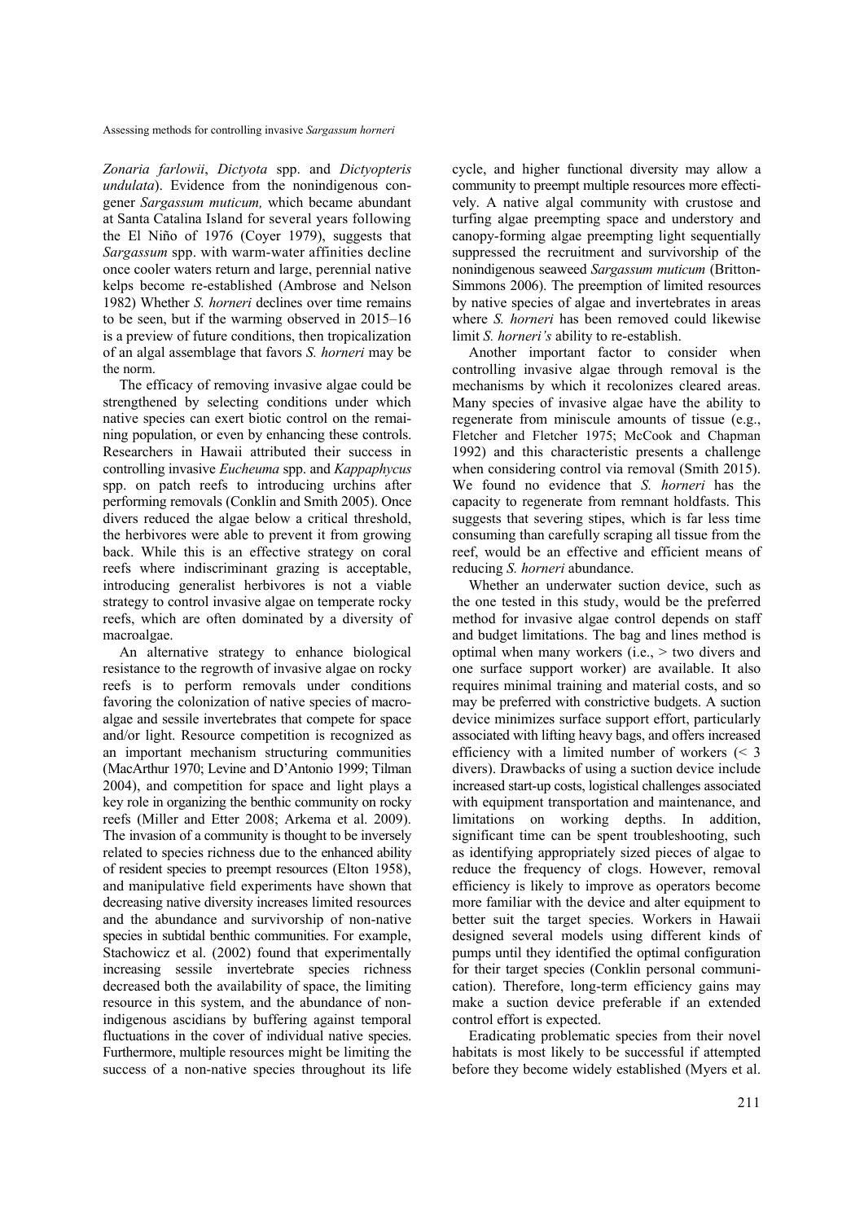*Zonaria farlowii*, *Dictyota* spp. and *Dictyopteris undulata*). Evidence from the nonindigenous congener *Sargassum muticum,* which became abundant at Santa Catalina Island for several years following the El Niño of 1976 (Coyer 1979), suggests that *Sargassum* spp. with warm-water affinities decline once cooler waters return and large, perennial native kelps become re-established (Ambrose and Nelson 1982) Whether *S. horneri* declines over time remains to be seen, but if the warming observed in 2015–16 is a preview of future conditions, then tropicalization of an algal assemblage that favors *S. horneri* may be the norm.

The efficacy of removing invasive algae could be strengthened by selecting conditions under which native species can exert biotic control on the remaining population, or even by enhancing these controls. Researchers in Hawaii attributed their success in controlling invasive *Eucheuma* spp. and *Kappaphycus* spp. on patch reefs to introducing urchins after performing removals (Conklin and Smith 2005). Once divers reduced the algae below a critical threshold, the herbivores were able to prevent it from growing back. While this is an effective strategy on coral reefs where indiscriminant grazing is acceptable, introducing generalist herbivores is not a viable strategy to control invasive algae on temperate rocky reefs, which are often dominated by a diversity of macroalgae.

An alternative strategy to enhance biological resistance to the regrowth of invasive algae on rocky reefs is to perform removals under conditions favoring the colonization of native species of macroalgae and sessile invertebrates that compete for space and/or light. Resource competition is recognized as an important mechanism structuring communities (MacArthur 1970; Levine and D'Antonio 1999; Tilman 2004), and competition for space and light plays a key role in organizing the benthic community on rocky reefs (Miller and Etter 2008; Arkema et al. 2009). The invasion of a community is thought to be inversely related to species richness due to the enhanced ability of resident species to preempt resources (Elton 1958), and manipulative field experiments have shown that decreasing native diversity increases limited resources and the abundance and survivorship of non-native species in subtidal benthic communities. For example, Stachowicz et al. (2002) found that experimentally increasing sessile invertebrate species richness decreased both the availability of space, the limiting resource in this system, and the abundance of non-indigenous ascidians by buffering against temporal fluctuations in the cover of individual native species. Furthermore, multiple resources might be limiting the success of a non-native species throughout its life cycle, and higher functional diversity may allow a community to preempt multiple resources more effectively. A native algal community with crustose and turfing algae preempting space and understory and canopy-forming algae preempting light sequentially suppressed the recruitment and survivorship of the nonindigenous seaweed *Sargassum muticum* (Britton-Simmons 2006). The preemption of limited resources by native species of algae and invertebrates in areas where *S. horneri* has been removed could likewise limit *S. horneri's* ability to re-establish.

Another important factor to consider when controlling invasive algae through removal is the mechanisms by which it recolonizes cleared areas. Many species of invasive algae have the ability to regenerate from miniscule amounts of tissue (e.g., Fletcher and Fletcher 1975; McCook and Chapman 1992) and this characteristic presents a challenge when considering control via removal (Smith 2015). We found no evidence that *S. horneri* has the capacity to regenerate from remnant holdfasts. This suggests that severing stipes, which is far less time consuming than carefully scraping all tissue from the reef, would be an effective and efficient means of reducing *S. horneri* abundance.

Whether an underwater suction device, such as the one tested in this study, would be the preferred method for invasive algae control depends on staff and budget limitations. The bag and lines method is optimal when many workers (i.e., > two divers and one surface support worker) are available. It also requires minimal training and material costs, and so may be preferred with constrictive budgets. A suction device minimizes surface support effort, particularly associated with lifting heavy bags, and offers increased efficiency with a limited number of workers (< 3 divers). Drawbacks of using a suction device include increased start-up costs, logistical challenges associated with equipment transportation and maintenance, and limitations on working depths. In addition, significant time can be spent troubleshooting, such as identifying appropriately sized pieces of algae to reduce the frequency of clogs. However, removal efficiency is likely to improve as operators become more familiar with the device and alter equipment to better suit the target species. Workers in Hawaii designed several models using different kinds of pumps until they identified the optimal configuration for their target species (Conklin personal communication). Therefore, long-term efficiency gains may make a suction device preferable if an extended control effort is expected.

Eradicating problematic species from their novel habitats is most likely to be successful if attempted before they become widely established (Myers et al.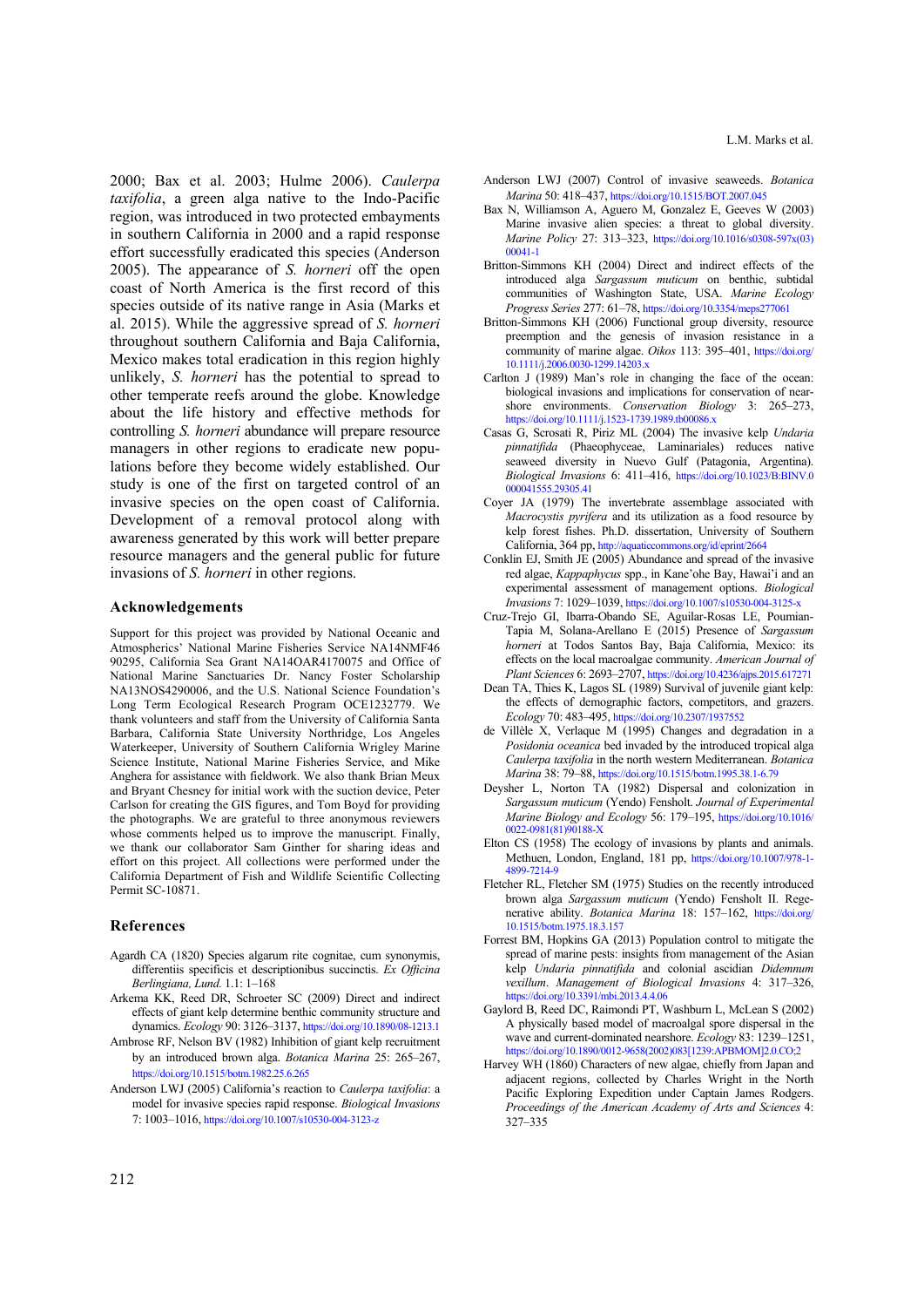2000; Bax et al. 2003; Hulme 2006). *Caulerpa taxifolia*, a green alga native to the Indo-Pacific region, was introduced in two protected embayments in southern California in 2000 and a rapid response effort successfully eradicated this species (Anderson 2005). The appearance of *S. horneri* off the open coast of North America is the first record of this species outside of its native range in Asia (Marks et al. 2015). While the aggressive spread of *S. horneri* throughout southern California and Baja California, Mexico makes total eradication in this region highly unlikely, *S. horneri* has the potential to spread to other temperate reefs around the globe. Knowledge about the life history and effective methods for controlling *S. horneri* abundance will prepare resource managers in other regions to eradicate new populations before they become widely established. Our study is one of the first on targeted control of an invasive species on the open coast of California. Development of a removal protocol along with awareness generated by this work will better prepare resource managers and the general public for future invasions of *S. horneri* in other regions.

## Acknowledgements

Support for this project was provided by National Oceanic and Atmospherics' National Marine Fisheries Service NA14NMF4690295, California Sea Grant NA14OAR4170075 and Office of National Marine Sanctuaries Dr. Nancy Foster Scholarship NA13NOS4290006, and the U.S. National Science Foundation's Long Term Ecological Research Program OCE1232779. We thank volunteers and staff from the University of California Santa Barbara, California State University Northridge, Los Angeles Waterkeeper, University of Southern California Wrigley Marine Science Institute, National Marine Fisheries Service, and Mike Anghera for assistance with fieldwork. We also thank Brian Meux and Bryant Chesney for initial work with the suction device, Peter Carlson for creating the GIS figures, and Tom Boyd for providing the photographs. We are grateful to three anonymous reviewers whose comments helped us to improve the manuscript. Finally, we thank our collaborator Sam Ginther for sharing ideas and effort on this project. All collections were performed under the California Department of Fish and Wildlife Scientific Collecting Permit SC-10871.

## References

Agardh CA (1820) Species algarum rite cognitae, cum synonymis, differentiis specificis et descriptionibus succinctis. *Ex Officina Berlingiana, Lund.* 1.1: 1–168

Arkema KK, Reed DR, Schroeter SC (2009) Direct and indirect effects of giant kelp determine benthic community structure and dynamics. *Ecology* 90: 3126–3137, https://doi.org/10.1890/08-1213.1

Ambrose RF, Nelson BV (1982) Inhibition of giant kelp recruitment by an introduced brown alga. *Botanica Marina* 25: 265–267, https://doi.org/10.1515/botm.1982.25.6.265

Anderson LWJ (2005) California's reaction to *Caulerpa taxifolia*: a model for invasive species rapid response. *Biological Invasions* 7: 1003–1016, https://doi.org/10.1007/s10530-004-3123-z

Anderson LWJ (2007) Control of invasive seaweeds. *Botanica Marina* 50: 418–437, https://doi.org/10.1515/BOT.2007.045

Bax N, Williamson A, Aguero M, Gonzalez E, Geeves W (2003) Marine invasive alien species: a threat to global diversity. *Marine Policy* 27: 313–323, https://doi.org/10.1016/s0308-597x(03)00041-1

Britton-Simmons KH (2004) Direct and indirect effects of the introduced alga *Sargassum muticum* on benthic, subtidal communities of Washington State, USA. *Marine Ecology Progress Series* 277: 61–78, https://doi.org/10.3354/meps277061

Britton-Simmons KH (2006) Functional group diversity, resource preemption and the genesis of invasion resistance in a community of marine algae. *Oikos* 113: 395–401, https://doi.org/10.1111/j.2006.0030-1299.14203.x

Carlton J (1989) Man's role in changing the face of the ocean: biological invasions and implications for conservation of near-shore environments. *Conservation Biology* 3: 265–273, https://doi.org/10.1111/j.1523-1739.1989.tb00086.x

Casas G, Scrosati R, Piriz ML (2004) The invasive kelp *Undaria pinnatifida* (Phaeophyceae, Laminariales) reduces native seaweed diversity in Nuevo Gulf (Patagonia, Argentina). *Biological Invasions* 6: 411–416, https://doi.org/10.1023/B:BINV.0000041555.29305.41

Coyer JA (1979) The invertebrate assemblage associated with *Macrocystis pyrifera* and its utilization as a food resource by kelp forest fishes. Ph.D. dissertation, University of Southern California, 364 pp, http://aquaticcommons.org/id/eprint/2664

Conklin EJ, Smith JE (2005) Abundance and spread of the invasive red algae, *Kappaphycus* spp., in Kane'ohe Bay, Hawai'i and an experimental assessment of management options. *Biological Invasions* 7: 1029–1039, https://doi.org/10.1007/s10530-004-3125-x

Cruz-Trejo GI, Ibarra-Obando SE, Aguilar-Rosas LE, Poumian-Tapia M, Solana-Arellano E (2015) Presence of *Sargassum horneri* at Todos Santos Bay, Baja California, Mexico: its effects on the local macroalgae community. *American Journal of Plant Sciences* 6: 2693–2707, https://doi.org/10.4236/ajps.2015.617271

Dean TA, Thies K, Lagos SL (1989) Survival of juvenile giant kelp: the effects of demographic factors, competitors, and grazers. *Ecology* 70: 483–495, https://doi.org/10.2307/1937552

de Villèle X, Verlaque M (1995) Changes and degradation in a *Posidonia oceanica* bed invaded by the introduced tropical alga *Caulerpa taxifolia* in the north western Mediterranean. *Botanica Marina* 38: 79–88, https://doi.org/10.1515/botm.1995.38.1-6.79

Deysher L, Norton TA (1982) Dispersal and colonization in *Sargassum muticum* (Yendo) Fenshołt. *Journal of Experimental Marine Biology and Ecology* 56: 179–195, https://doi.org/10.1016/0022-0981(81)90188-X

Elton CS (1958) The ecology of invasions by plants and animals. Methuen, London, England, 181 pp, https://doi.org/10.1007/978-1-4899-7214-9

Fletcher RL, Fletcher SM (1975) Studies on the recently introduced brown alga *Sargassum muticum* (Yendo) Fensholt II. Regenerative ability. *Botanica Marina* 18: 157–162, https://doi.org/10.1515/botm.1975.18.3.157

Forrest BM, Hopkins GA (2013) Population control to mitigate the spread of marine pests: insights from management of the Asian kelp *Undaria pinnatifida* and colonial ascidian *Didemnum vexillum*. *Management of Biological Invasions* 4: 317–326, https://doi.org/10.3391/mbi.2013.4.4.06

Gaylord B, Reed DC, Raimondi PT, Washburn L, McLean S (2002) A physically based model of macroalgal spore dispersal in the wave and current-dominated nearshore. *Ecology* 83: 1239–1251, https://doi.org/10.1890/0012-9658(2002)083[1239:APBMOM]2.0.CO;2

Harvey WH (1860) Characters of new algae, chiefly from Japan and adjacent regions, collected by Charles Wright in the North Pacific Exploring Expedition under Captain James Rodgers. *Proceedings of the American Academy of Arts and Sciences* 4: 327–335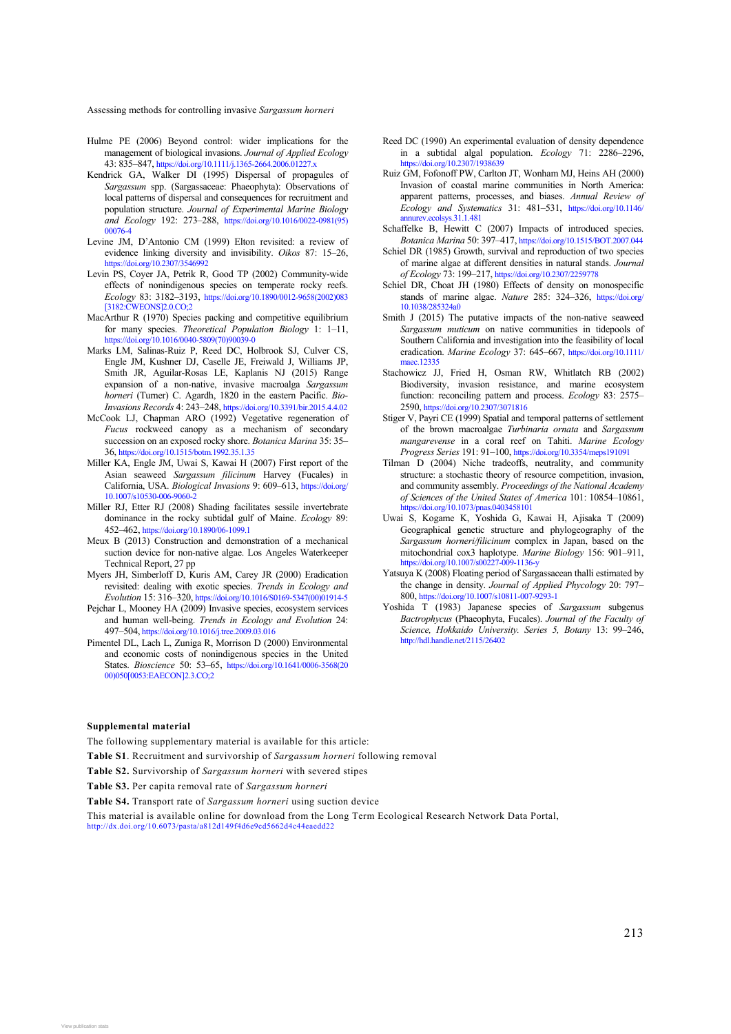Hulme PE (2006) Beyond control: wider implications for the management of biological invasions. *Journal of Applied Ecology* 43: 835–847, https://doi.org/10.1111/j.1365-2664.2006.01227.x

Kendrick GA, Walker DI (1995) Dispersal of propagules of *Sargassum* spp. (Sargassaceae: Phaeophyta): Observations of local patterns of dispersal and consequences for recruitment and population structure. *Journal of Experimental Marine Biology and Ecology* 192: 273–288, https://doi.org/10.1016/0022-0981(95)00076-4

Levine JM, D'Antonio CM (1999) Elton revisited: a review of evidence linking diversity and invisibility. *Oikos* 87: 15–26, https://doi.org/10.2307/3546992

Levin PS, Coyer JA, Petrik R, Good TP (2002) Community-wide effects of nonindigenous species on temperate rocky reefs. *Ecology* 83: 3182–3193, https://doi.org/10.1890/0012-9658(2002)083[3182:CWEONS]2.0.CO;2

MacArthur R (1970) Species packing and competitive equilibrium for many species. *Theoretical Population Biology* 1: 1–11, https://doi.org/10.1016/0040-5809(70)90039-0

Marks LM, Salinas-Ruiz P, Reed DC, Holbrook SJ, Culver CS, Engle JM, Kushner DJ, Caselle JE, Freiwald J, Williams JP, Smith JR, Aguilar-Rosas LE, Kaplanis NJ (2015) Range expansion of a non-native, invasive macroalga *Sargassum horneri* (Turner) C. Agardh, 1820 in the eastern Pacific. *Bio-Invasions Records* 4: 243–248, https://doi.org/10.3391/bir.2015.4.4.02

McCook LJ, Chapman ARO (1992) Vegetative regeneration of *Fucus* rockweed canopy as a mechanism of secondary succession on an exposed rocky shore. *Botanica Marina* 35: 35–36, https://doi.org/10.1515/botm.1992.35.1.35

Miller KA, Engle JM, Uwai S, Kawai H (2007) First report of the Asian seaweed *Sargassum filicinum* Harvey (Fucales) in California, USA. *Biological Invasions* 9: 609–613, https://doi.org/10.1007/s10530-006-9060-2

Miller RJ, Etter RJ (2008) Shading facilitates sessile invertebrate dominance in the rocky subtidal gulf of Maine. *Ecology* 89: 452–462, https://doi.org/10.1890/06-1099.1

Meux B (2013) Construction and demonstration of a mechanical suction device for non-native algae. Los Angeles Waterkeeper Technical Report, 27 pp

Myers JH, Simberloff D, Kuris AM, Carey JR (2000) Eradication revisited: dealing with exotic species. *Trends in Ecology and Evolution* 15: 316–320, https://doi.org/10.1016/S0169-5347(00)01914-5

Pejchar L, Mooney HA (2009) Invasive species, ecosystem services and human well-being. *Trends in Ecology and Evolution* 24: 497–504, https://doi.org/10.1016/j.tree.2009.03.016

Pimentel DL, Lach L, Zuniga R, Morrison D (2000) Environmental and economic costs of nonindigenous species in the United States. *Bioscience* 50: 53–65, https://doi.org/10.1641/0006-3568(2000)050[0053:EAECON]2.3.CO;2

Reed DC (1990) An experimental evaluation of density dependence in a subtidal algal population. *Ecology* 71: 2286–2296, https://doi.org/10.2307/1938639

Ruiz GM, Fofonoff PW, Carlton JT, Wonham MJ, Heins AH (2000) Invasion of coastal marine communities in North America: apparent patterns, processes, and biases. *Annual Review of Ecology and Systematics* 31: 481–531, https://doi.org/10.1146/annurev.ecolsys.31.1.481

Schaffelke B, Hewitt C (2007) Impacts of introduced species. *Botanica Marina* 50: 397–417, https://doi.org/10.1515/BOT.2007.044

Schiel DR (1985) Growth, survival and reproduction of two species of marine algae at different densities in natural stands. *Journal of Ecology* 73: 199–217, https://doi.org/10.2307/2259778

Schiel DR, Choat JH (1980) Effects of density on monospecific stands of marine algae. *Nature* 285: 324–326, https://doi.org/10.1038/285324a0

Smith J (2015) The putative impacts of the non-native seaweed *Sargassum muticum* on native communities in tidepools of Southern California and investigation into the feasibility of local eradication. *Marine Ecology* 37: 645–667, https://doi.org/10.1111/maec.12335

Stachowicz JJ, Fried H, Osman RW, Whitlatch RB (2002) Biodiversity, invasion resistance, and marine ecosystem function: reconciling pattern and process. *Ecology* 83: 2575–2590, https://doi.org/10.2307/3071816

Stiger V, Payri CE (1999) Spatial and temporal patterns of settlement of the brown macroalgae *Turbinaria ornata* and *Sargassum mangarevense* in a coral reef on Tahiti. *Marine Ecology Progress Series* 191: 91–100, https://doi.org/10.3354/meps191091

Tilman D (2004) Niche tradeoffs, neutrality, and community structure: a stochastic theory of resource competition, invasion, and community assembly. *Proceedings of the National Academy of Sciences of the United States of America* 101: 10854–10861, https://doi.org/10.1073/pnas.0403458101

Uwai S, Kogame K, Yoshida G, Kawai H, Ajisaka T (2009) Geographical genetic structure and phylogeography of the *Sargassum horneri/filicinum* complex in Japan, based on the mitochondrial cox3 haplotype. *Marine Biology* 156: 901–911, https://doi.org/10.1007/s00227-009-1136-y

Yatsuya K (2008) Floating period of Sargassacean thalli estimated by the change in density. *Journal of Applied Phycology* 20: 797–800, https://doi.org/10.1007/s10811-007-9293-1

Yoshida T (1983) Japanese species of *Sargassum* subgenus *Bactrophycus* (Phaeophyta, Fucales). *Journal of the Faculty of Science, Hokkaido University. Series 5, Botany* 13: 99–246, http://hdl.handle.net/2115/26402

## Supplemental material

The following supplementary material is available for this article:

**Table S1**. Recruitment and survivorship of *Sargassum horneri* following removal

**Table S2.** Survivorship of *Sargassum horneri* with severed stipes

**Table S3.** Per capita removal rate of *Sargassum horneri*

**Table S4.** Transport rate of *Sargassum horneri* using suction device

This material is available online for download from the Long Term Ecological Research Network Data Portal, http://dx.doi.org/10.6073/pasta/a812d149f4d6e9cd5662d4c44eaedd22